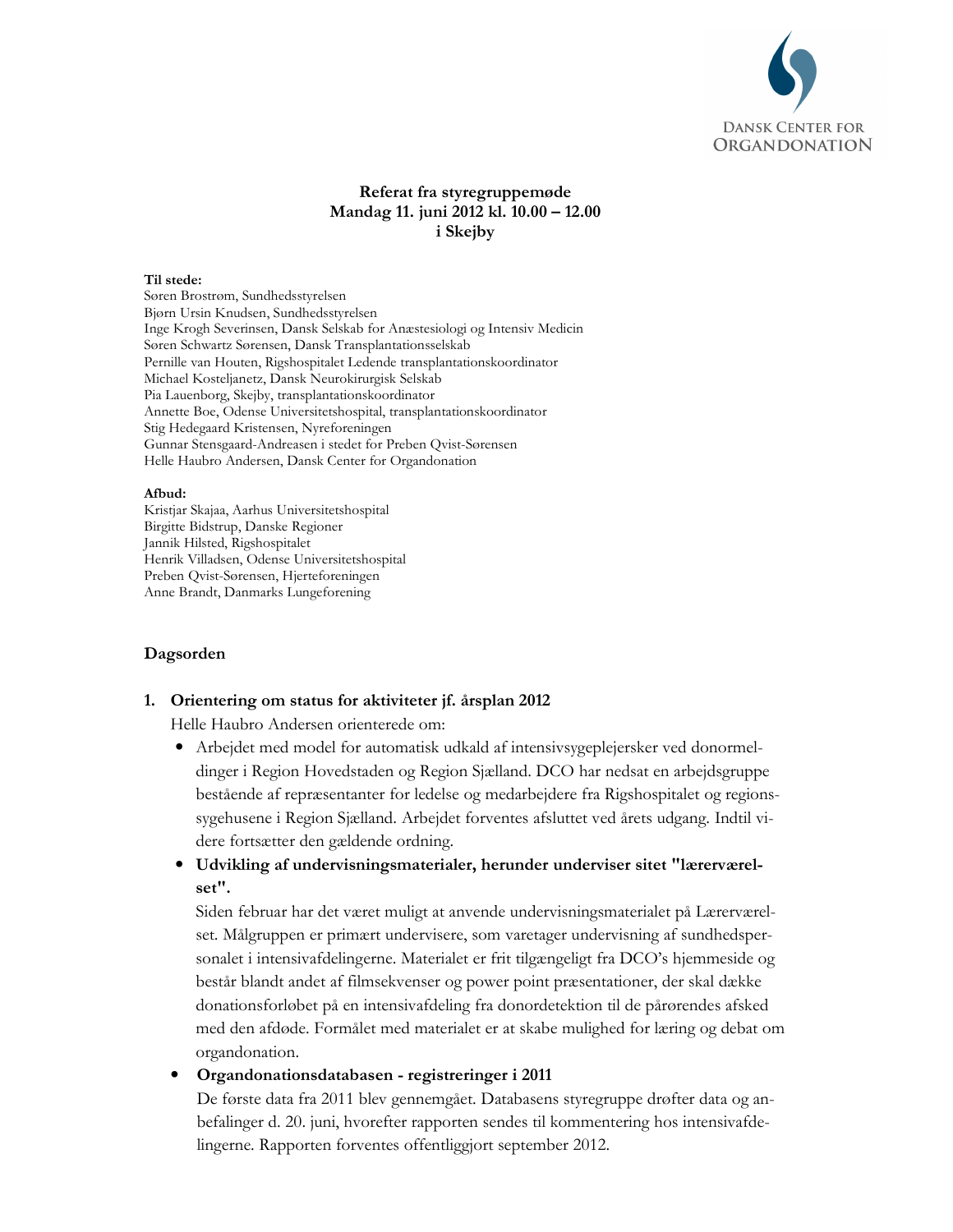**Referat fra styregruppemøde**
**Mandag 11. juni 2012 kl. 10.00 – 12.00**
**i Skejby**

**Til stede:**
Søren Brostrøm, Sundhedsstyrelsen
Bjørn Ursin Knudsen, Sundhedsstyrelsen
Inge Krogh Severinsen, Dansk Selskab for Anæstesiologi og Intensiv Medicin
Søren Schwartz Sørensen, Dansk Transplantationsselskab
Pernille van Houten, Rigshospitalet Ledende transplantationskoordinator
Michael Kosteljanetz, Dansk Neurokirurgisk Selskab
Pia Lauenborg, Skejby, transplantationskoordinator
Annette Boe, Odense Universitetshospital, transplantationskoordinator
Stig Hedegaard Kristensen, Nyreforeningen
Gunnar Stensgaard-Andreasen i stedet for Preben Qvist-Sørensen
Helle Haubro Andersen, Dansk Center for Organdonation

**Afbud:**
Kristjar Skajaa, Aarhus Universitetshospital
Birgitte Bidstrup, Danske Regioner
Jannik Hilsted, Rigshospitalet
Henrik Villadsen, Odense Universitetshospital
Preben Qvist-Sørensen, Hjerteforeningen
Anne Brandt, Danmarks Lungeforening

## Dagsorden

### 1. Orientering om status for aktiviteter jf. årsplan 2012

Helle Haubro Andersen orienterede om:

- Arbejdet med model for automatisk udkald af intensivsygeplejersker ved donormeldinger i Region Hovedstaden og Region Sjælland. DCO har nedsat en arbejdsgruppe bestående af repræsentanter for ledelse og medarbejdere fra Rigshospitalet og regionssygehusene i Region Sjælland. Arbejdet forventes afsluttet ved årets udgang. Indtil videre fortsætter den gældende ordning.
- **Udvikling af undervisningsmaterialer, herunder underviser sitet "lærerværelset".**
  Siden februar har det været muligt at anvende undervisningsmaterialet på Lærerværelset. Målgruppen er primært undervisere, som varetager undervisning af sundhedspersonalet i intensivafdelingerne. Materialet er frit tilgængeligt fra DCO's hjemmeside og består blandt andet af filmsekvenser og power point præsentationer, der skal dække donationsforløbet på en intensivafdeling fra donordetektion til de pårørendes afsked med den afdøde. Formålet med materialet er at skabe mulighed for læring og debat om organdonation.
- **Organdonationsdatabasen - registreringer i 2011**
  De første data fra 2011 blev gennemgået. Databasens styregruppe drøfter data og anbefalinger d. 20. juni, hvorefter rapporten sendes til kommentering hos intensivafdelingerne. Rapporten forventes offentliggjort september 2012.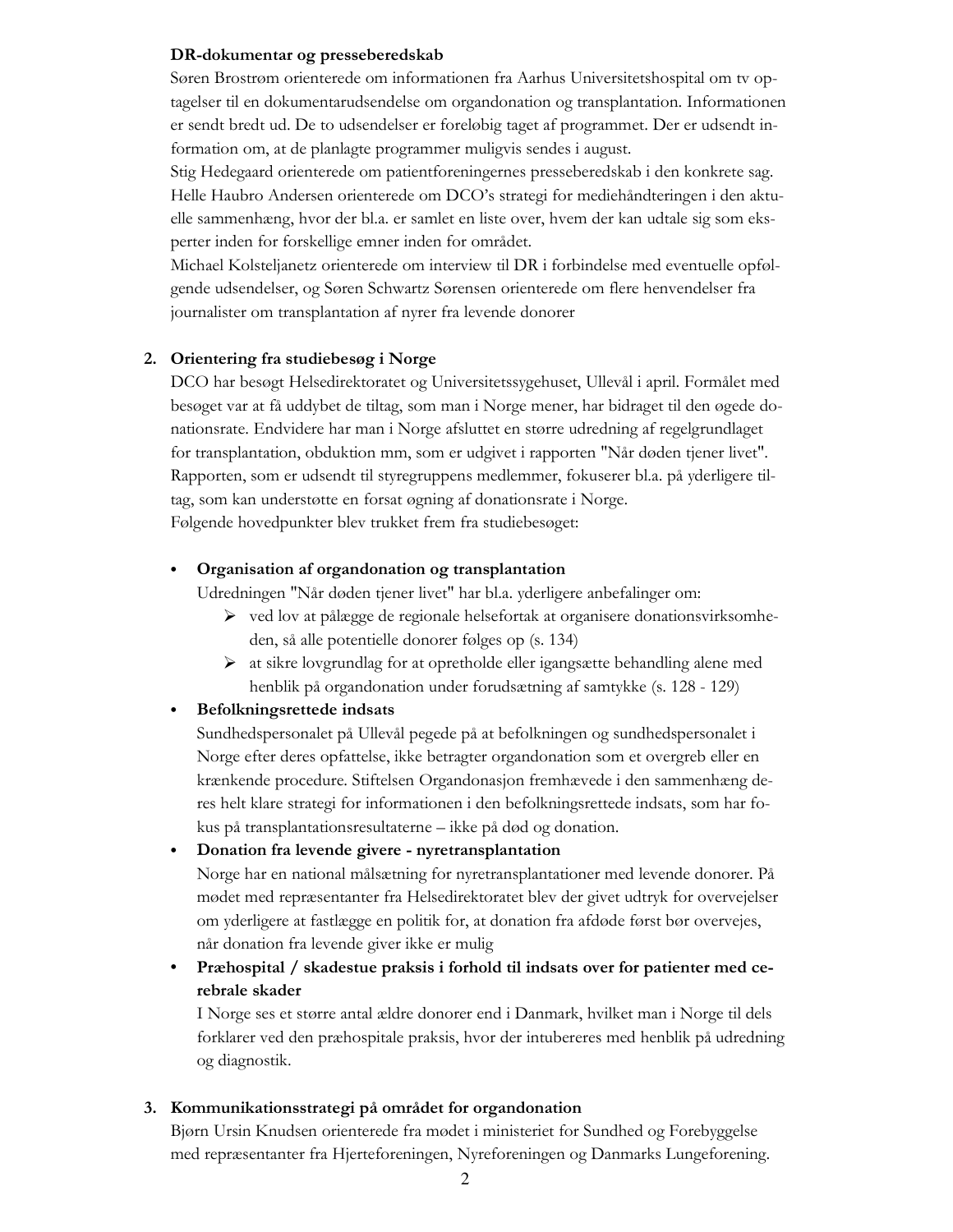**DR-dokumentar og presseberedskab**

Søren Brostrøm orienterede om informationen fra Aarhus Universitetshospital om tv optagelser til en dokumentarudsendelse om organdonation og transplantation. Informationen er sendt bredt ud. De to udsendelser er foreløbig taget af programmet. Der er udsendt information om, at de planlagte programmer muligvis sendes i august.

Stig Hedegaard orienterede om patientforeningernes presseberedskab i den konkrete sag.

Helle Haubro Andersen orienterede om DCO's strategi for mediehåndteringen i den aktuelle sammenhæng, hvor der bl.a. er samlet en liste over, hvem der kan udtale sig som eksperter inden for forskellige emner inden for området.

Michael Kolsteljanetz orienterede om interview til DR i forbindelse med eventuelle opfølgende udsendelser, og Søren Schwartz Sørensen orienterede om flere henvendelser fra journalister om transplantation af nyrer fra levende donorer

2. **Orientering fra studiebesøg i Norge**

   DCO har besøgt Helsedirektoratet og Universitetssygehuset, Ullevål i april. Formålet med besøget var at få uddybet de tiltag, som man i Norge mener, har bidraget til den øgede donationsrate. Endvidere har man i Norge afsluttet en større udredning af regelgrundlaget for transplantation, obduktion mm, som er udgivet i rapporten "Når døden tjener livet". Rapporten, som er udsendt til styregruppens medlemmer, fokuserer bl.a. på yderligere tiltag, som kan understøtte en forsat øgning af donationsrate i Norge.

   Følgende hovedpunkter blev trukket frem fra studiebesøget:

   - **Organisation af organdonation og transplantation**

     Udredningen "Når døden tjener livet" har bl.a. yderligere anbefalinger om:
     - ved lov at pålægge de regionale helsefortak at organisere donationsvirksomheden, så alle potentielle donorer følges op (s. 134)
     - at sikre lovgrundlag for at opretholde eller igangsætte behandling alene med henblik på organdonation under forudsætning af samtykke (s. 128 - 129)

   - **Befolkningsrettede indsats**

     Sundhedspersonalet på Ullevål pegede på at befolkningen og sundhedspersonalet i Norge efter deres opfattelse, ikke betragter organdonation som et overgreb eller en krænkende procedure. Stiftelsen Organdonasjon fremhævede i den sammenhæng deres helt klare strategi for informationen i den befolkningsrettede indsats, som har fokus på transplantationsresultaterne – ikke på død og donation.

   - **Donation fra levende givere - nyretransplantation**

     Norge har en national målsætning for nyretransplantationer med levende donorer. På mødet med repræsentanter fra Helsedirektoratet blev der givet udtryk for overvejelser om yderligere at fastlægge en politik for, at donation fra afdøde først bør overvejes, når donation fra levende giver ikke er mulig

   - **Præhospital / skadestue praksis i forhold til indsats over for patienter med cerebrale skader**

     I Norge ses et større antal ældre donorer end i Danmark, hvilket man i Norge til dels forklarer ved den præhospitale praksis, hvor der intubereres med henblik på udredning og diagnostik.

3. **Kommunikationsstrategi på området for organdonation**

   Bjørn Ursin Knudsen orienterede fra mødet i ministeriet for Sundhed og Forebyggelse med repræsentanter fra Hjerteforeningen, Nyreforeningen og Danmarks Lungeforening.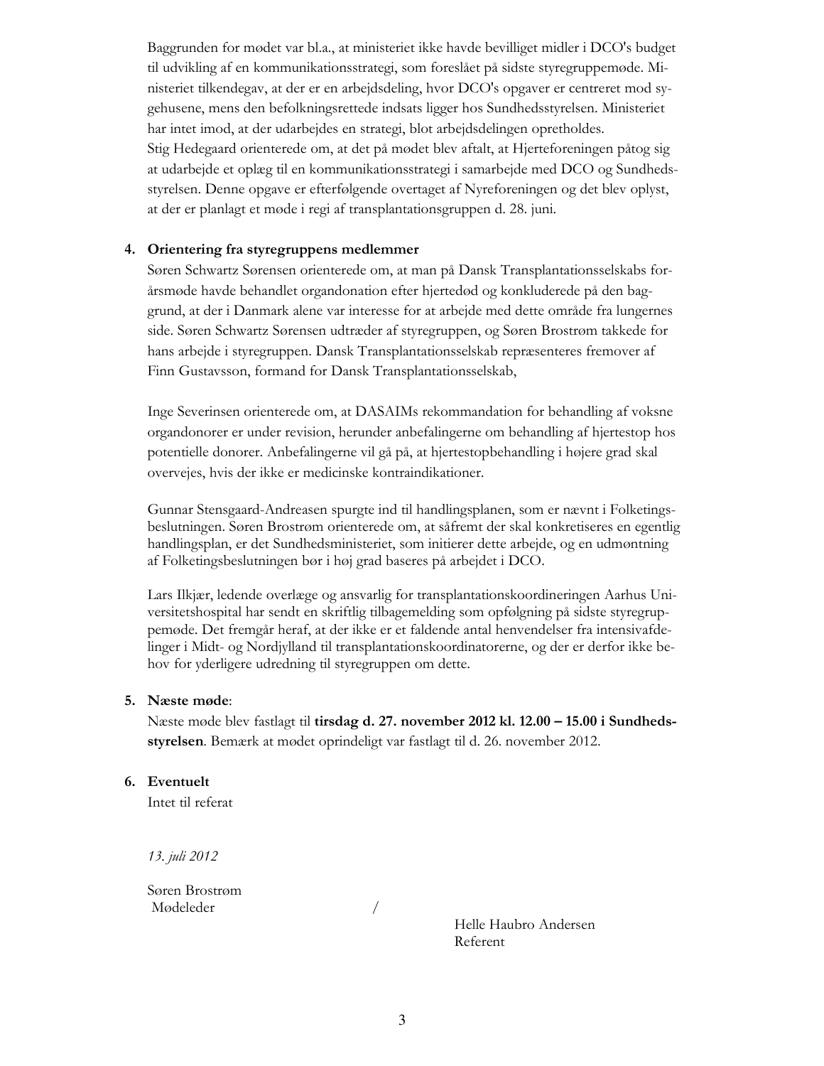Baggrunden for mødet var bl.a., at ministeriet ikke havde bevilliget midler i DCO's budget til udvikling af en kommunikationsstrategi, som foreslået på sidste styregruppemøde. Ministeriet tilkendegav, at der er en arbejdsdeling, hvor DCO's opgaver er centreret mod sygehusene, mens den befolkningsrettede indsats ligger hos Sundhedsstyrelsen. Ministeriet har intet imod, at der udarbejdes en strategi, blot arbejdsdelingen opretholdes.
Stig Hedegaard orienterede om, at det på mødet blev aftalt, at Hjerteforeningen påtog sig at udarbejde et oplæg til en kommunikationsstrategi i samarbejde med DCO og Sundhedsstyrelsen. Denne opgave er efterfølgende overtaget af Nyreforeningen og det blev oplyst, at der er planlagt et møde i regi af transplantationsgruppen d. 28. juni.

**4. Orientering fra styregruppens medlemmer**

Søren Schwartz Sørensen orienterede om, at man på Dansk Transplantationsselskabs forårsmøde havde behandlet organdonation efter hjertedød og konkluderede på den baggrund, at der i Danmark alene var interesse for at arbejde med dette område fra lungernes side. Søren Schwartz Sørensen udtræder af styregruppen, og Søren Brostrøm takkede for hans arbejde i styregruppen. Dansk Transplantationsselskab repræsenteres fremover af Finn Gustavsson, formand for Dansk Transplantationsselskab,

Inge Severinsen orienterede om, at DASAIMs rekommandation for behandling af voksne organdonorer er under revision, herunder anbefalingerne om behandling af hjertestop hos potentielle donorer. Anbefalingerne vil gå på, at hjertestopbehandling i højere grad skal overvejes, hvis der ikke er medicinske kontraindikationer.

Gunnar Stensgaard-Andreasen spurgte ind til handlingsplanen, som er nævnt i Folketingsbeslutningen. Søren Brostrøm orienterede om, at såfremt der skal konkretiseres en egentlig handlingsplan, er det Sundhedsministeriet, som initierer dette arbejde, og en udmøntning af Folketingsbeslutningen bør i høj grad baseres på arbejdet i DCO.

Lars Ilkjær, ledende overlæge og ansvarlig for transplantationskoordineringen Aarhus Universitetshospital har sendt en skriftlig tilbagemelding som opfølgning på sidste styregruppemøde. Det fremgår heraf, at der ikke er et faldende antal henvendelser fra intensivafdelinger i Midt- og Nordjylland til transplantationskoordinatorerne, og der er derfor ikke behov for yderligere udredning til styregruppen om dette.

**5. Næste møde**:

Næste møde blev fastlagt til **tirsdag d. 27. november 2012 kl. 12.00 – 15.00 i Sundhedsstyrelsen**. Bemærk at mødet oprindeligt var fastlagt til d. 26. november 2012.

**6. Eventuelt**

Intet til referat

*13. juli 2012*

Søren Brostrøm
Mødeleder /

Helle Haubro Andersen
Referent